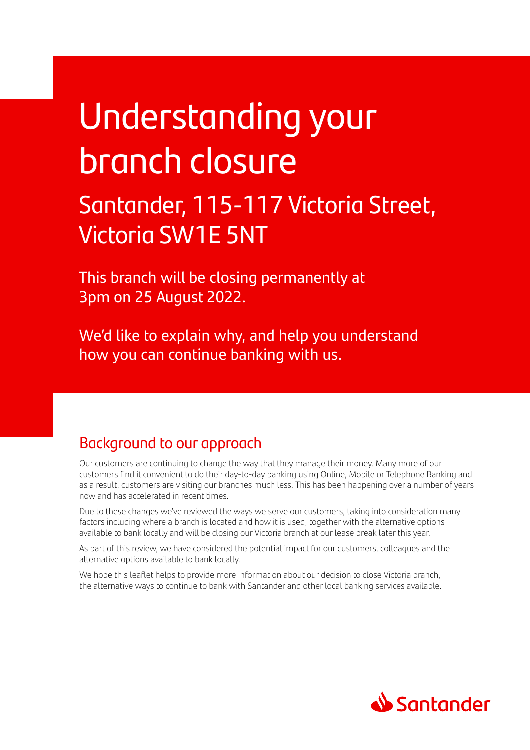# Understanding your branch closure

## Santander, 115-117 Victoria Street, Victoria SW1E 5NT

This branch will be closing permanently at 3pm on 25 August 2022.

We'd like to explain why, and help you understand how you can continue banking with us.

## Background to our approach

Our customers are continuing to change the way that they manage their money. Many more of our customers find it convenient to do their day-to-day banking using Online, Mobile or Telephone Banking and as a result, customers are visiting our branches much less. This has been happening over a number of years now and has accelerated in recent times.

Due to these changes we've reviewed the ways we serve our customers, taking into consideration many factors including where a branch is located and how it is used, together with the alternative options available to bank locally and will be closing our Victoria branch at our lease break later this year.

As part of this review, we have considered the potential impact for our customers, colleagues and the alternative options available to bank locally.

We hope this leaflet helps to provide more information about our decision to close Victoria branch, the alternative ways to continue to bank with Santander and other local banking services available.

Santander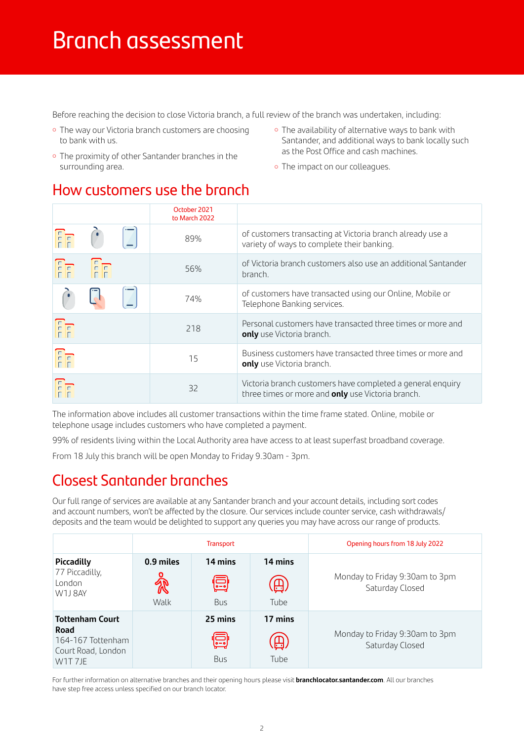# Branch assessment

Before reaching the decision to close Victoria branch, a full review of the branch was undertaken, including:

- The way our Victoria branch customers are choosing to bank with us.
- The proximity of other Santander branches in the surrounding area.
- The availability of alternative ways to bank with Santander, and additional ways to bank locally such as the Post Office and cash machines.
- The impact on our colleagues.

## How customers use the branch

| | October 2021 to March 2022 | |
|---|---|---|
| | 89% | of customers transacting at Victoria branch already use a variety of ways to complete their banking. |
| | 56% | of Victoria branch customers also use an additional Santander branch. |
| | 74% | of customers have transacted using our Online, Mobile or Telephone Banking services. |
| | 218 | Personal customers have transacted three times or more and **only** use Victoria branch. |
| | 15 | Business customers have transacted three times or more and **only** use Victoria branch. |
| | 32 | Victoria branch customers have completed a general enquiry three times or more and **only** use Victoria branch. |

The information above includes all customer transactions within the time frame stated. Online, mobile or telephone usage includes customers who have completed a payment.

99% of residents living within the Local Authority area have access to at least superfast broadband coverage.

From 18 July this branch will be open Monday to Friday 9.30am - 3pm.

## Closest Santander branches

Our full range of services are available at any Santander branch and your account details, including sort codes and account numbers, won't be affected by the closure. Our services include counter service, cash withdrawals/deposits and the team would be delighted to support any queries you may have across our range of products.

| | Transport | | | Opening hours from 18 July 2022 |
|---|---|---|---|---|
| **Piccadilly** 77 Piccadilly, London W1J 8AY | **0.9 miles** Walk | **14 mins** Bus | **14 mins** Tube | Monday to Friday 9:30am to 3pm Saturday Closed |
| **Tottenham Court Road** 164-167 Tottenham Court Road, London W1T 7JE | | **25 mins** Bus | **17 mins** Tube | Monday to Friday 9:30am to 3pm Saturday Closed |

For further information on alternative branches and their opening hours please visit **branchlocator.santander.com**. All our branches have step free access unless specified on our branch locator.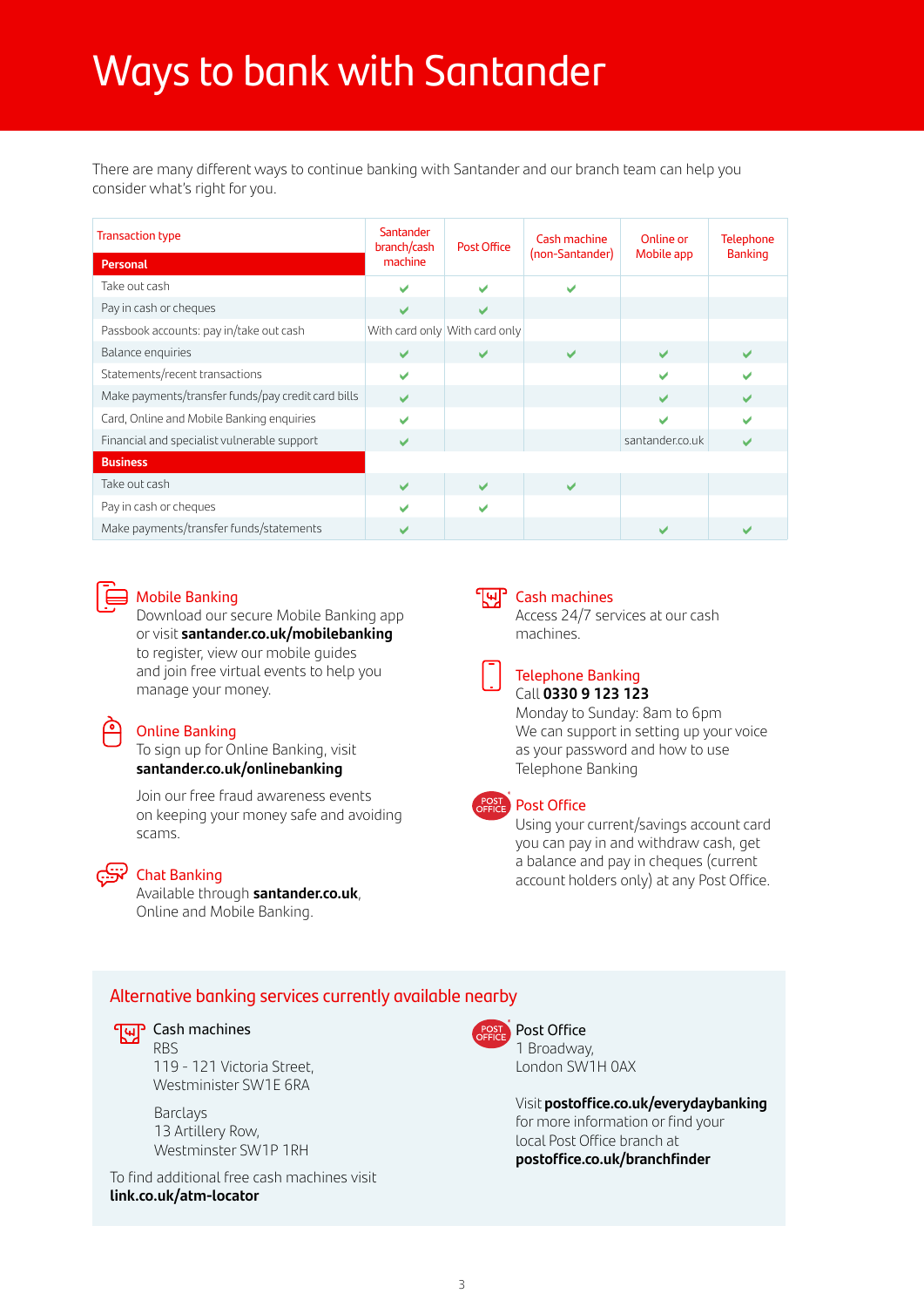# Ways to bank with Santander

There are many different ways to continue banking with Santander and our branch team can help you consider what's right for you.

| Transaction type | Santander branch/cash machine | Post Office | Cash machine (non-Santander) | Online or Mobile app | Telephone Banking |
|---|---|---|---|---|---|
| **Personal** | | | | | |
| Take out cash | ✔ | ✔ | ✔ | | |
| Pay in cash or cheques | ✔ | ✔ | | | |
| Passbook accounts: pay in/take out cash | With card only | With card only | | | |
| Balance enquiries | ✔ | ✔ | ✔ | ✔ | ✔ |
| Statements/recent transactions | ✔ | | | ✔ | ✔ |
| Make payments/transfer funds/pay credit card bills | ✔ | | | ✔ | ✔ |
| Card, Online and Mobile Banking enquiries | ✔ | | | ✔ | ✔ |
| Financial and specialist vulnerable support | ✔ | | | santander.co.uk | ✔ |
| **Business** | | | | | |
| Take out cash | ✔ | ✔ | ✔ | | |
| Pay in cash or cheques | ✔ | ✔ | | | |
| Make payments/transfer funds/statements | ✔ | | | ✔ | ✔ |

### Mobile Banking

Download our secure Mobile Banking app or visit **santander.co.uk/mobilebanking** to register, view our mobile guides and join free virtual events to help you manage your money.

### Online Banking

To sign up for Online Banking, visit **santander.co.uk/onlinebanking**

Join our free fraud awareness events on keeping your money safe and avoiding scams.

### Chat Banking

Available through **santander.co.uk**, Online and Mobile Banking.

### Cash machines

Access 24/7 services at our cash machines.

### Telephone Banking

Call **0330 9 123 123**

Monday to Sunday: 8am to 6pm

We can support in setting up your voice as your password and how to use Telephone Banking

### Post Office

Using your current/savings account card you can pay in and withdraw cash, get a balance and pay in cheques (current account holders only) at any Post Office.

## Alternative banking services currently available nearby

**Cash machines**

RBS
119 - 121 Victoria Street,
Westminister SW1E 6RA

Barclays
13 Artillery Row,
Westminster SW1P 1RH

To find additional free cash machines visit **link.co.uk/atm-locator**

**Post Office**

1 Broadway,
London SW1H 0AX

Visit **postoffice.co.uk/everydaybanking** for more information or find your local Post Office branch at **postoffice.co.uk/branchfinder**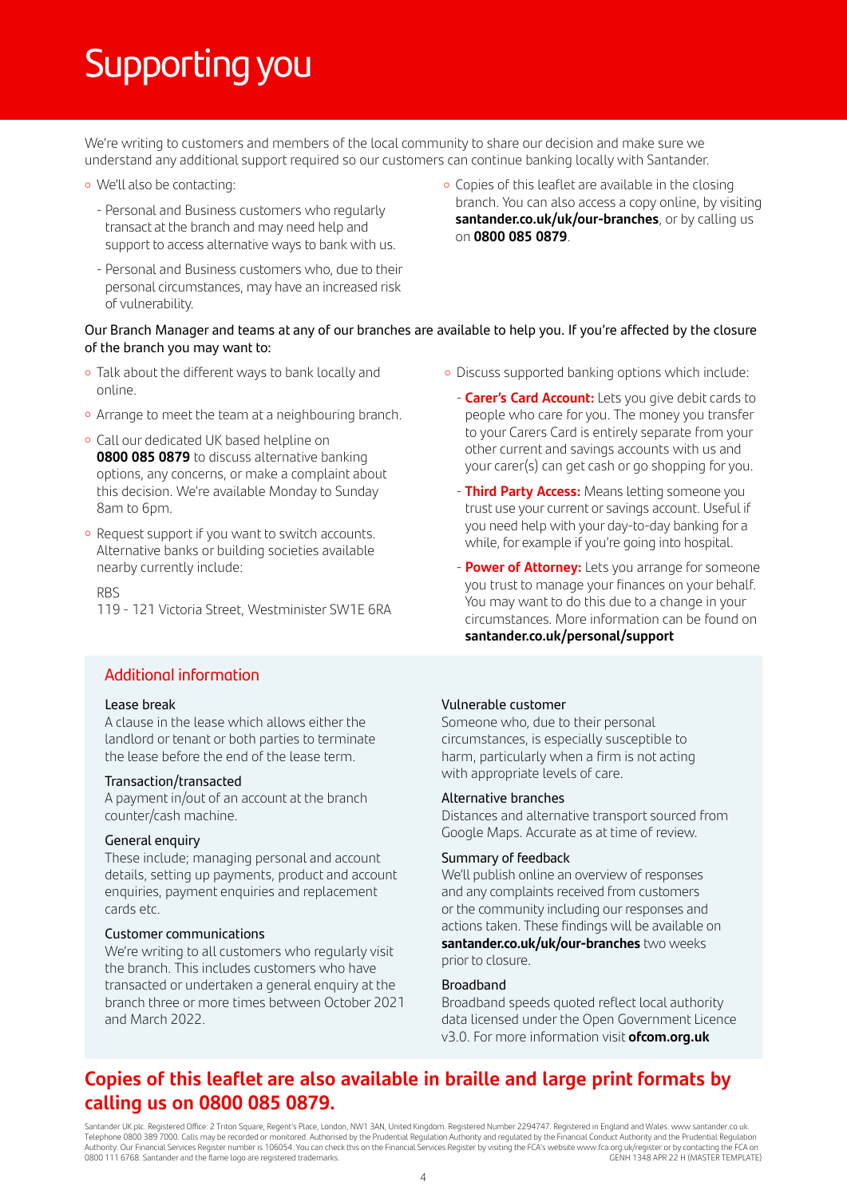# Supporting you

We're writing to customers and members of the local community to share our decision and make sure we understand any additional support required so our customers can continue banking locally with Santander.

- We'll also be contacting:
  - Personal and Business customers who regularly transact at the branch and may need help and support to access alternative ways to bank with us.
  - Personal and Business customers who, due to their personal circumstances, may have an increased risk of vulnerability.
- Copies of this leaflet are available in the closing branch. You can also access a copy online, by visiting **santander.co.uk/uk/our-branches**, or by calling us on **0800 085 0879**.

Our Branch Manager and teams at any of our branches are available to help you. If you're affected by the closure of the branch you may want to:

- Talk about the different ways to bank locally and online.
- Arrange to meet the team at a neighbouring branch.
- Call our dedicated UK based helpline on **0800 085 0879** to discuss alternative banking options, any concerns, or make a complaint about this decision. We're available Monday to Sunday 8am to 6pm.
- Request support if you want to switch accounts. Alternative banks or building societies available nearby currently include:

  RBS
  119 - 121 Victoria Street, Westminister SW1E 6RA
- Discuss supported banking options which include:
  - **Carer's Card Account:** Lets you give debit cards to people who care for you. The money you transfer to your Carers Card is entirely separate from your other current and savings accounts with us and your carer(s) can get cash or go shopping for you.
  - **Third Party Access:** Means letting someone you trust use your current or savings account. Useful if you need help with your day-to-day banking for a while, for example if you're going into hospital.
  - **Power of Attorney:** Lets you arrange for someone you trust to manage your finances on your behalf. You may want to do this due to a change in your circumstances. More information can be found on **santander.co.uk/personal/support**

## Additional information

**Lease break**
A clause in the lease which allows either the landlord or tenant or both parties to terminate the lease before the end of the lease term.

**Transaction/transacted**
A payment in/out of an account at the branch counter/cash machine.

**General enquiry**
These include; managing personal and account details, setting up payments, product and account enquiries, payment enquiries and replacement cards etc.

**Customer communications**
We're writing to all customers who regularly visit the branch. This includes customers who have transacted or undertaken a general enquiry at the branch three or more times between October 2021 and March 2022.

**Vulnerable customer**
Someone who, due to their personal circumstances, is especially susceptible to harm, particularly when a firm is not acting with appropriate levels of care.

**Alternative branches**
Distances and alternative transport sourced from Google Maps. Accurate as at time of review.

**Summary of feedback**
We'll publish online an overview of responses and any complaints received from customers or the community including our responses and actions taken. These findings will be available on **santander.co.uk/uk/our-branches** two weeks prior to closure.

**Broadband**
Broadband speeds quoted reflect local authority data licensed under the Open Government Licence v3.0. For more information visit **ofcom.org.uk**

**Copies of this leaflet are also available in braille and large print formats by calling us on 0800 085 0879.**

Santander UK plc. Registered Office: 2 Triton Square, Regent's Place, London, NW1 3AN, United Kingdom. Registered Number 2294747. Registered in England and Wales. www.santander.co.uk. Telephone 0800 389 7000. Calls may be recorded or monitored. Authorised by the Prudential Regulation Authority and regulated by the Financial Conduct Authority and the Prudential Regulation Authority. Our Financial Services Register number is 106054. You can check this on the Financial Services Register by visiting the FCA's website www.fca.org.uk/register or by contacting the FCA on 0800 111 6768. Santander and the flame logo are registered trademarks. GENH 1348 APR 22 H (MASTER TEMPLATE)